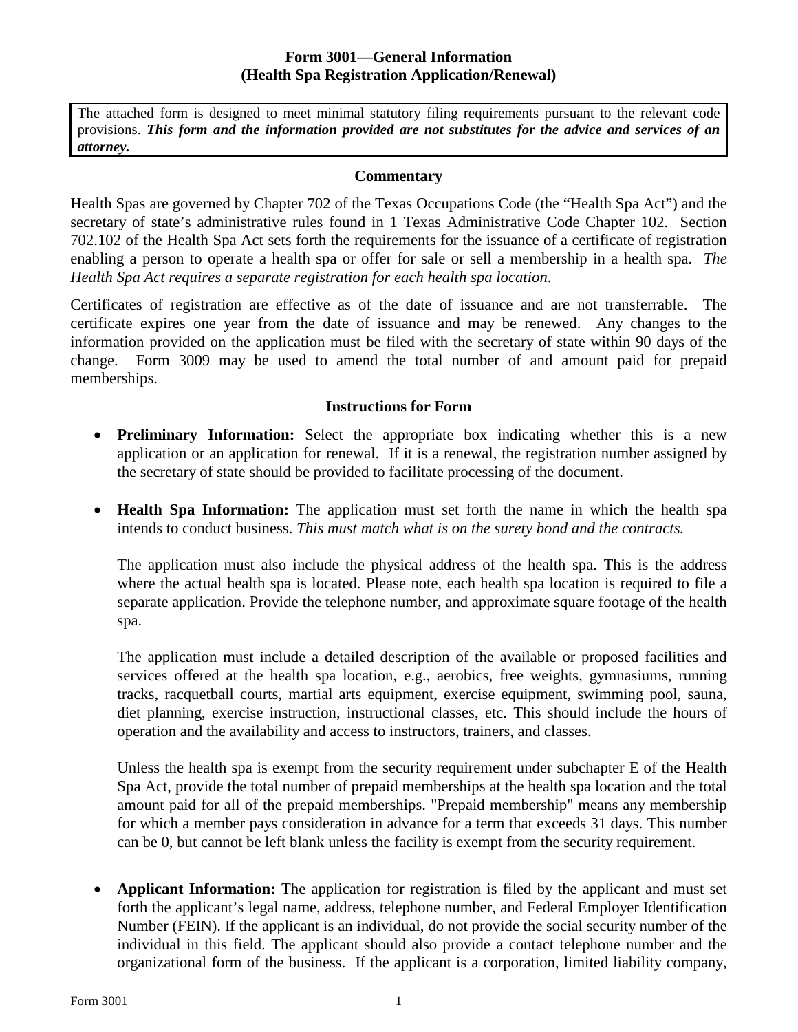# Form 3001—General Information
## (Health Spa Registration Application/Renewal)

The attached form is designed to meet minimal statutory filing requirements pursuant to the relevant code provisions. ***This form and the information provided are not substitutes for the advice and services of an attorney.***

### Commentary

Health Spas are governed by Chapter 702 of the Texas Occupations Code (the "Health Spa Act") and the secretary of state's administrative rules found in 1 Texas Administrative Code Chapter 102. Section 702.102 of the Health Spa Act sets forth the requirements for the issuance of a certificate of registration enabling a person to operate a health spa or offer for sale or sell a membership in a health spa. *The Health Spa Act requires a separate registration for each health spa location*.

Certificates of registration are effective as of the date of issuance and are not transferrable. The certificate expires one year from the date of issuance and may be renewed. Any changes to the information provided on the application must be filed with the secretary of state within 90 days of the change. Form 3009 may be used to amend the total number of and amount paid for prepaid memberships.

### Instructions for Form

- **Preliminary Information:** Select the appropriate box indicating whether this is a new application or an application for renewal. If it is a renewal, the registration number assigned by the secretary of state should be provided to facilitate processing of the document.

- **Health Spa Information:** The application must set forth the name in which the health spa intends to conduct business. *This must match what is on the surety bond and the contracts.*

  The application must also include the physical address of the health spa. This is the address where the actual health spa is located. Please note, each health spa location is required to file a separate application. Provide the telephone number, and approximate square footage of the health spa.

  The application must include a detailed description of the available or proposed facilities and services offered at the health spa location, e.g., aerobics, free weights, gymnasiums, running tracks, racquetball courts, martial arts equipment, exercise equipment, swimming pool, sauna, diet planning, exercise instruction, instructional classes, etc. This should include the hours of operation and the availability and access to instructors, trainers, and classes.

  Unless the health spa is exempt from the security requirement under subchapter E of the Health Spa Act, provide the total number of prepaid memberships at the health spa location and the total amount paid for all of the prepaid memberships. "Prepaid membership" means any membership for which a member pays consideration in advance for a term that exceeds 31 days. This number can be 0, but cannot be left blank unless the facility is exempt from the security requirement.

- **Applicant Information:** The application for registration is filed by the applicant and must set forth the applicant's legal name, address, telephone number, and Federal Employer Identification Number (FEIN). If the applicant is an individual, do not provide the social security number of the individual in this field. The applicant should also provide a contact telephone number and the organizational form of the business. If the applicant is a corporation, limited liability company,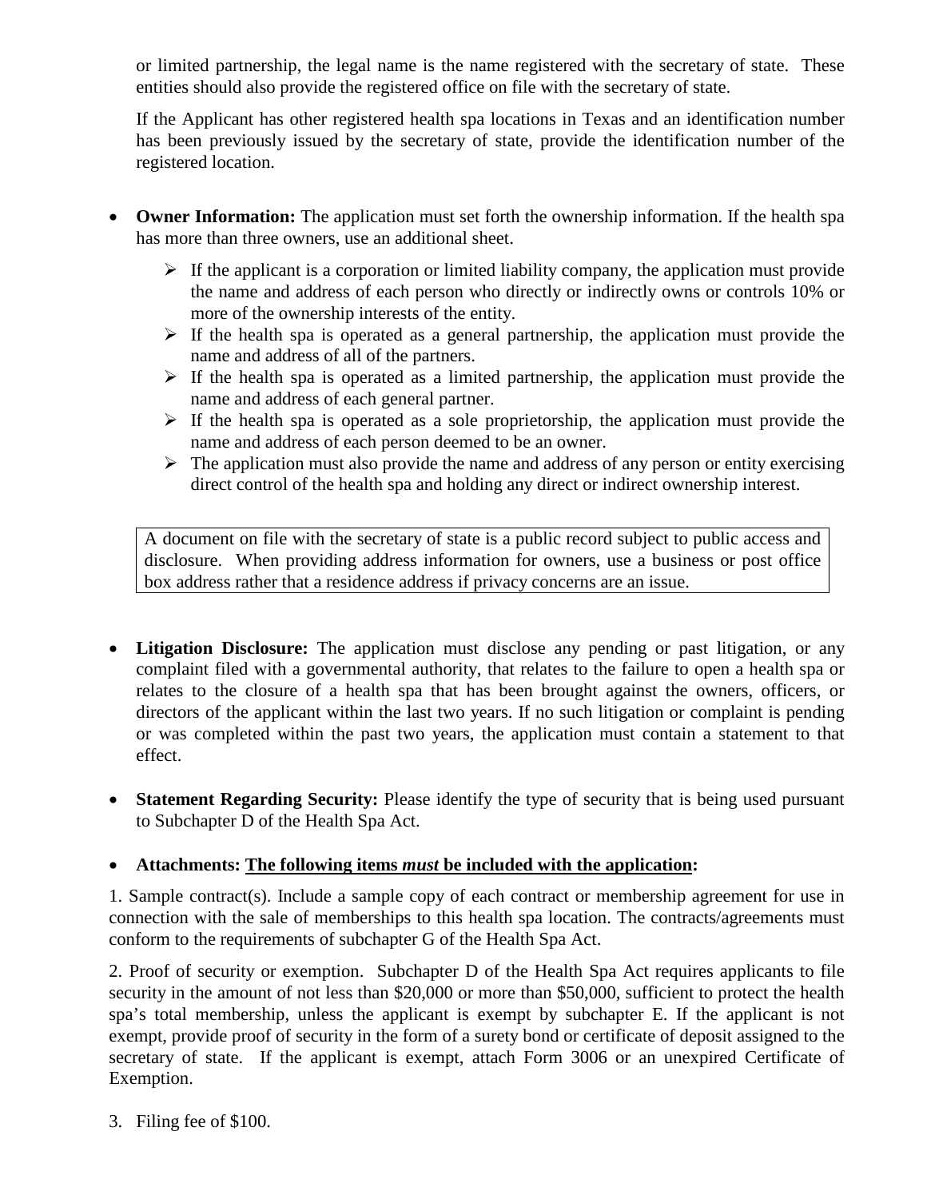or limited partnership, the legal name is the name registered with the secretary of state. These entities should also provide the registered office on file with the secretary of state.

If the Applicant has other registered health spa locations in Texas and an identification number has been previously issued by the secretary of state, provide the identification number of the registered location.

- **Owner Information:** The application must set forth the ownership information. If the health spa has more than three owners, use an additional sheet.
  - If the applicant is a corporation or limited liability company, the application must provide the name and address of each person who directly or indirectly owns or controls 10% or more of the ownership interests of the entity.
  - If the health spa is operated as a general partnership, the application must provide the name and address of all of the partners.
  - If the health spa is operated as a limited partnership, the application must provide the name and address of each general partner.
  - If the health spa is operated as a sole proprietorship, the application must provide the name and address of each person deemed to be an owner.
  - The application must also provide the name and address of any person or entity exercising direct control of the health spa and holding any direct or indirect ownership interest.

> A document on file with the secretary of state is a public record subject to public access and disclosure. When providing address information for owners, use a business or post office box address rather that a residence address if privacy concerns are an issue.

- **Litigation Disclosure:** The application must disclose any pending or past litigation, or any complaint filed with a governmental authority, that relates to the failure to open a health spa or relates to the closure of a health spa that has been brought against the owners, officers, or directors of the applicant within the last two years. If no such litigation or complaint is pending or was completed within the past two years, the application must contain a statement to that effect.

- **Statement Regarding Security:** Please identify the type of security that is being used pursuant to Subchapter D of the Health Spa Act.

- **Attachments: <u>The following items *must* be included with the application</u>:**

1. Sample contract(s). Include a sample copy of each contract or membership agreement for use in connection with the sale of memberships to this health spa location. The contracts/agreements must conform to the requirements of subchapter G of the Health Spa Act.

2. Proof of security or exemption. Subchapter D of the Health Spa Act requires applicants to file security in the amount of not less than $20,000 or more than $50,000, sufficient to protect the health spa's total membership, unless the applicant is exempt by subchapter E. If the applicant is not exempt, provide proof of security in the form of a surety bond or certificate of deposit assigned to the secretary of state. If the applicant is exempt, attach Form 3006 or an unexpired Certificate of Exemption.

3. Filing fee of $100.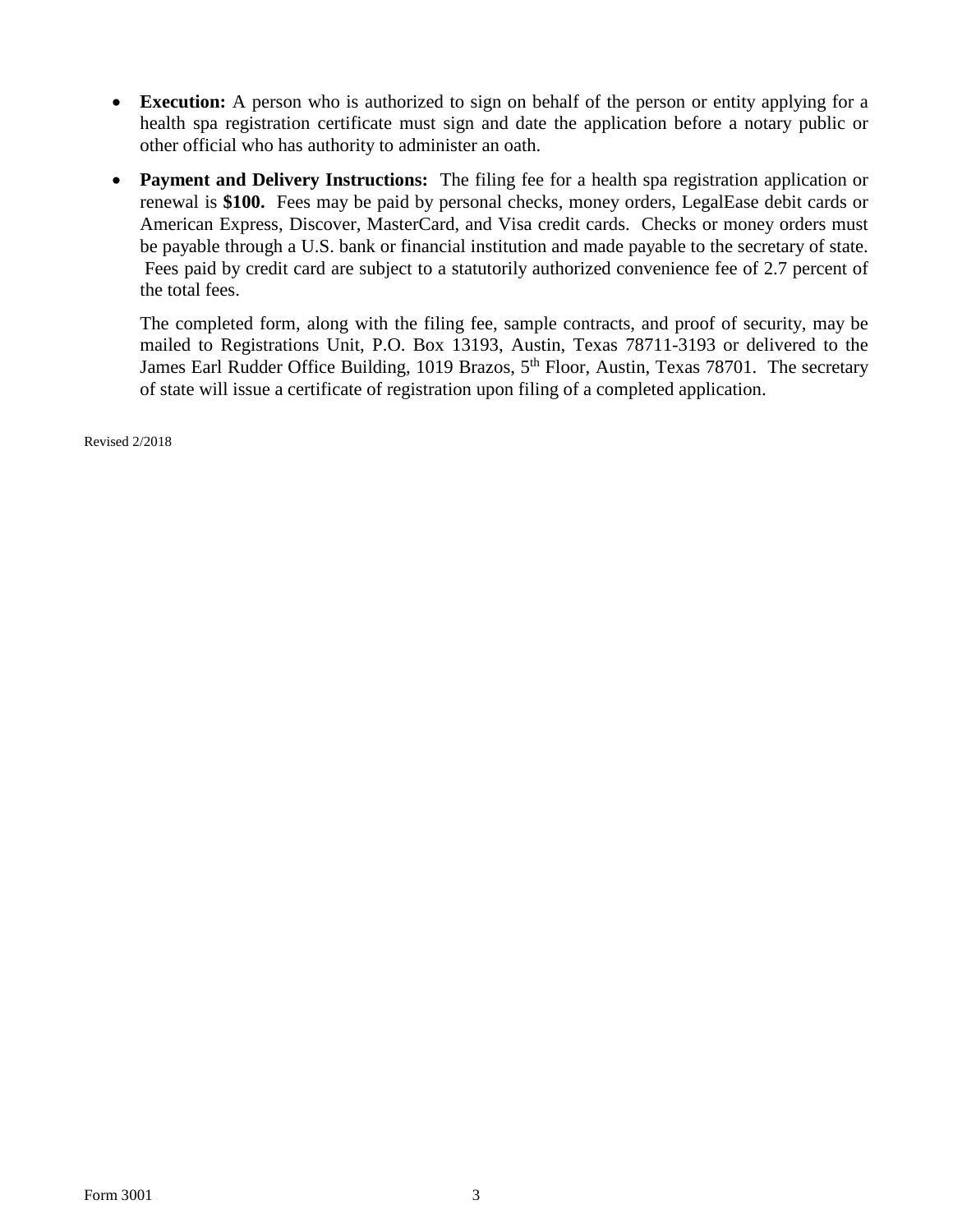- **Execution:** A person who is authorized to sign on behalf of the person or entity applying for a health spa registration certificate must sign and date the application before a notary public or other official who has authority to administer an oath.

- **Payment and Delivery Instructions:** The filing fee for a health spa registration application or renewal is **$100.** Fees may be paid by personal checks, money orders, LegalEase debit cards or American Express, Discover, MasterCard, and Visa credit cards. Checks or money orders must be payable through a U.S. bank or financial institution and made payable to the secretary of state. Fees paid by credit card are subject to a statutorily authorized convenience fee of 2.7 percent of the total fees.

  The completed form, along with the filing fee, sample contracts, and proof of security, may be mailed to Registrations Unit, P.O. Box 13193, Austin, Texas 78711-3193 or delivered to the James Earl Rudder Office Building, 1019 Brazos, 5th Floor, Austin, Texas 78701. The secretary of state will issue a certificate of registration upon filing of a completed application.

Revised 2/2018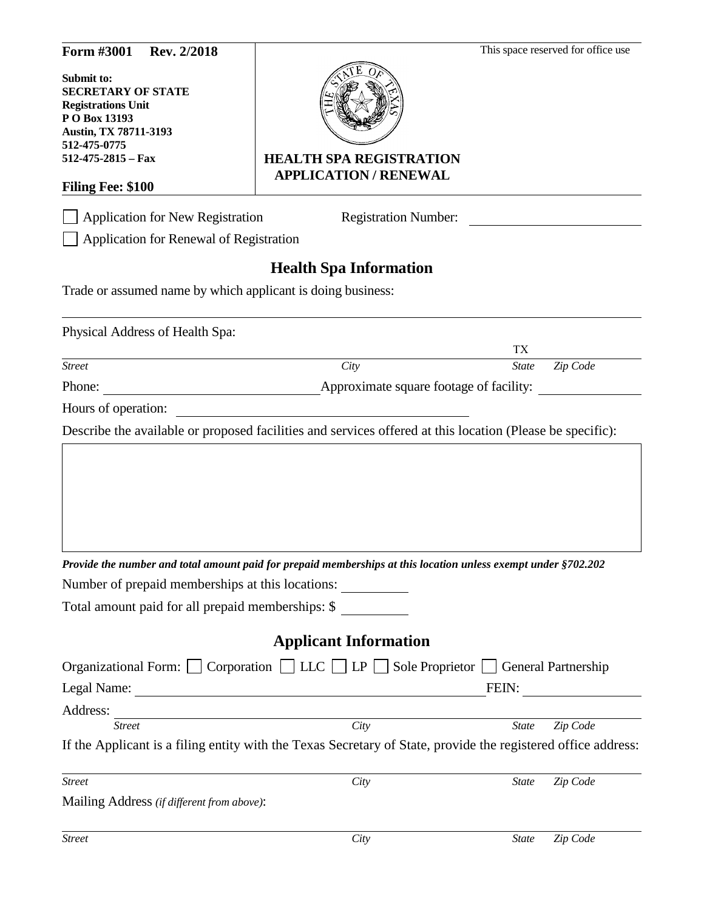**Form #3001 Rev. 2/2018**

**Submit to:**
**SECRETARY OF STATE**
**Registrations Unit**
**P O Box 13193**
**Austin, TX 78711-3193**
**512-475-0775**
**512-475-2815 – Fax**

**Filing Fee: $100**

This space reserved for office use

# HEALTH SPA REGISTRATION APPLICATION / RENEWAL

☐ Application for New Registration Registration Number: ____________________

☐ Application for Renewal of Registration

## Health Spa Information

Trade or assumed name by which applicant is doing business:

______________________________________________________________________

Physical Address of Health Spa:

______________________________________________________________________

*Street* *City* *State* TX *Zip Code*

Phone: ____________________ Approximate square footage of facility: ____________

Hours of operation: ______________________________

Describe the available or proposed facilities and services offered at this location (Please be specific):

|  |
|---|
|  |

***Provide the number and total amount paid for prepaid memberships at this location unless exempt under §702.202***

Number of prepaid memberships at this locations: __________

Total amount paid for all prepaid memberships: $ __________

## Applicant Information

Organizational Form: ☐ Corporation ☐ LLC ☐ LP ☐ Sole Proprietor ☐ General Partnership

Legal Name: ______________________________________ FEIN: ____________

Address: ______________________________________________________________

*Street* *City* *State* *Zip Code*

If the Applicant is a filing entity with the Texas Secretary of State, provide the registered office address:

______________________________________________________________________

*Street* *City* *State* *Zip Code*

Mailing Address *(if different from above)*:

______________________________________________________________________

*Street* *City* *State* *Zip Code*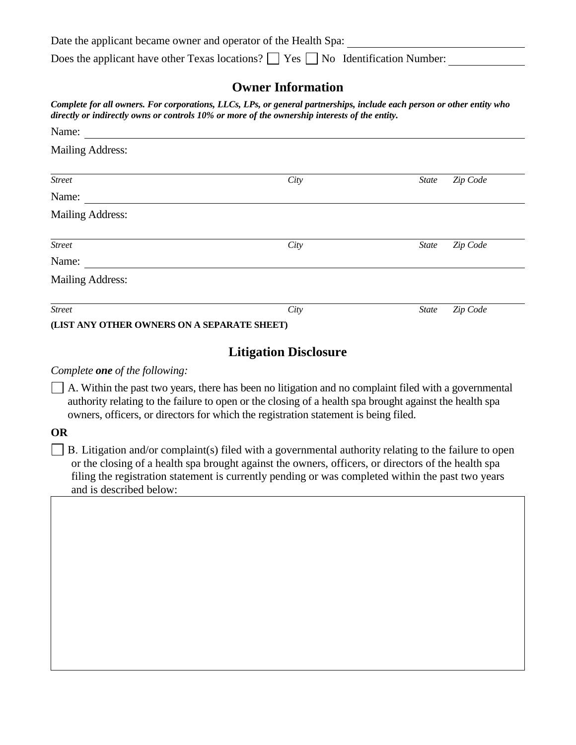Date the applicant became owner and operator of the Health Spa: ______________________________

Does the applicant have other Texas locations? ☐ Yes ☐ No Identification Number: ____________

## Owner Information

***Complete for all owners. For corporations, LLCs, LPs, or general partnerships, include each person or other entity who directly or indirectly owns or controls 10% or more of the ownership interests of the entity.***

Name: ______________________________________________________________

Mailing Address:

______________________________________________________________

*Street* *City* *State* *Zip Code*

Name: ______________________________________________________________

Mailing Address:

______________________________________________________________

*Street* *City* *State* *Zip Code*

Name: ______________________________________________________________

Mailing Address:

______________________________________________________________

*Street* *City* *State* *Zip Code*

**(LIST ANY OTHER OWNERS ON A SEPARATE SHEET)**

## Litigation Disclosure

*Complete **one** of the following:*

☐ A. Within the past two years, there has been no litigation and no complaint filed with a governmental authority relating to the failure to open or the closing of a health spa brought against the health spa owners, officers, or directors for which the registration statement is being filed.

**OR**

☐ B. Litigation and/or complaint(s) filed with a governmental authority relating to the failure to open or the closing of a health spa brought against the owners, officers, or directors of the health spa filing the registration statement is currently pending or was completed within the past two years and is described below: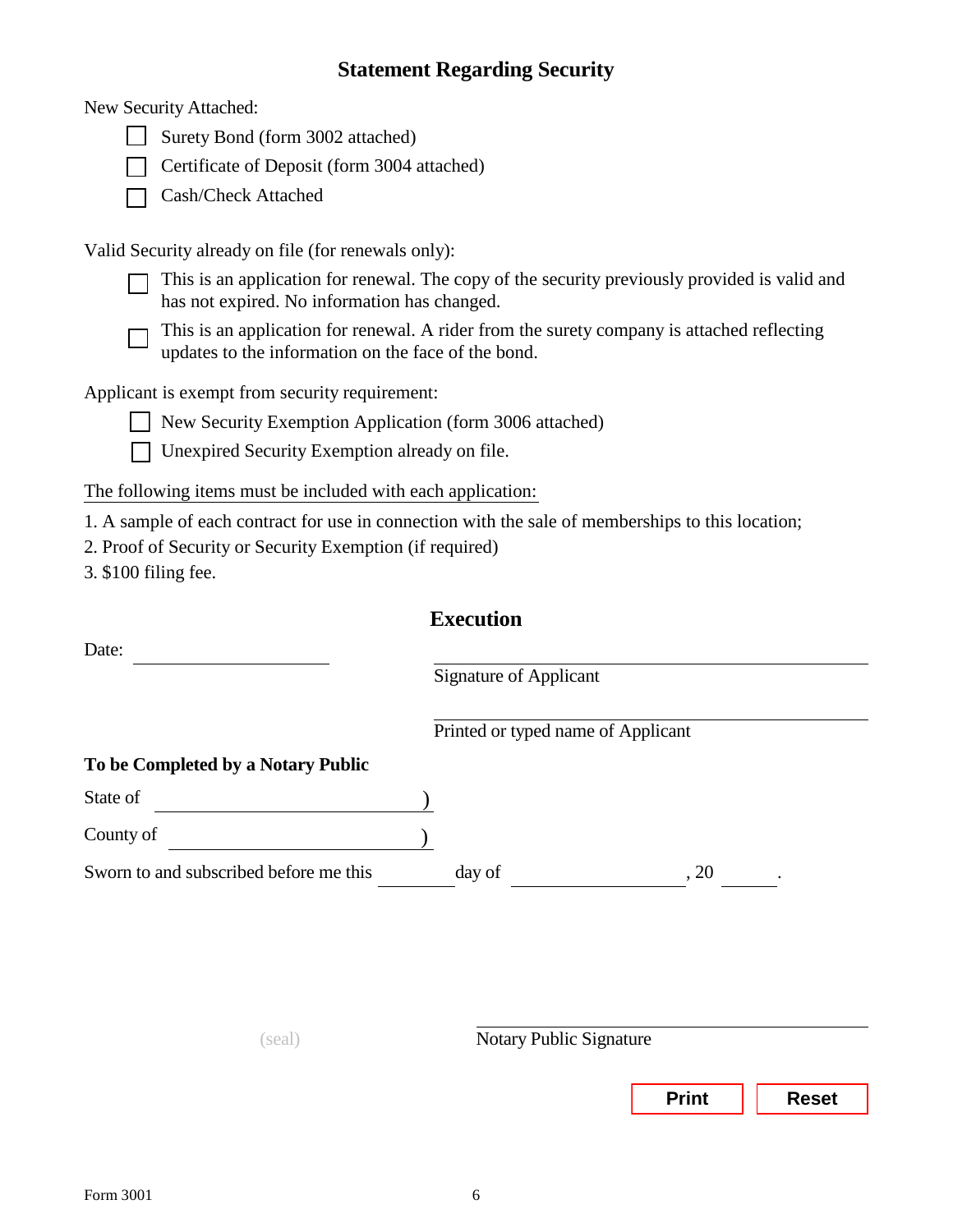## Statement Regarding Security

New Security Attached:

- ☐ Surety Bond (form 3002 attached)
- ☐ Certificate of Deposit (form 3004 attached)
- ☐ Cash/Check Attached

Valid Security already on file (for renewals only):

- ☐ This is an application for renewal. The copy of the security previously provided is valid and has not expired. No information has changed.
- ☐ This is an application for renewal. A rider from the surety company is attached reflecting updates to the information on the face of the bond.

Applicant is exempt from security requirement:

- ☐ New Security Exemption Application (form 3006 attached)
- ☐ Unexpired Security Exemption already on file.

<u>The following items must be included with each application:</u>

1. A sample of each contract for use in connection with the sale of memberships to this location;
2. Proof of Security or Security Exemption (if required)
3. $100 filing fee.

## Execution

Date: ____________________

______________________________
Signature of Applicant

______________________________
Printed or typed name of Applicant

**To be Completed by a Notary Public**

State of ______________________ )

County of ______________________ )

Sworn to and subscribed before me this ________ day of ________________, 20 ______.

(seal)

______________________________
Notary Public Signature

Print Reset

Form 3001